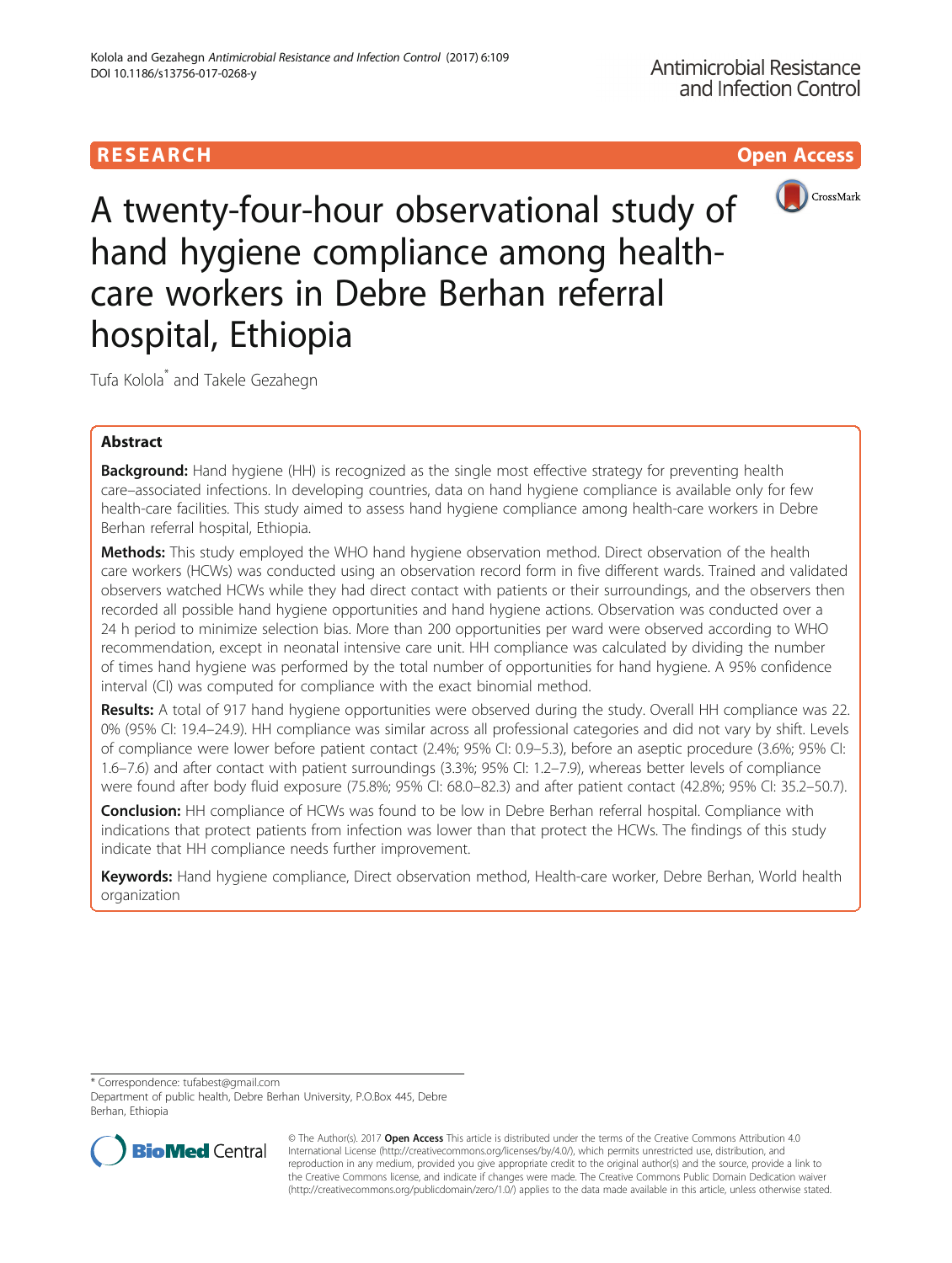# A twenty-four-hour observational study of hand hygiene compliance among health-care workers in Debre Berhan referral hospital, Ethiopia

Tufa Kolola* and Takele Gezahegn

## Abstract

**Background:** Hand hygiene (HH) is recognized as the single most effective strategy for preventing health care–associated infections. In developing countries, data on hand hygiene compliance is available only for few health-care facilities. This study aimed to assess hand hygiene compliance among health-care workers in Debre Berhan referral hospital, Ethiopia.

**Methods:** This study employed the WHO hand hygiene observation method. Direct observation of the health care workers (HCWs) was conducted using an observation record form in five different wards. Trained and validated observers watched HCWs while they had direct contact with patients or their surroundings, and the observers then recorded all possible hand hygiene opportunities and hand hygiene actions. Observation was conducted over a 24 h period to minimize selection bias. More than 200 opportunities per ward were observed according to WHO recommendation, except in neonatal intensive care unit. HH compliance was calculated by dividing the number of times hand hygiene was performed by the total number of opportunities for hand hygiene. A 95% confidence interval (CI) was computed for compliance with the exact binomial method.

**Results:** A total of 917 hand hygiene opportunities were observed during the study. Overall HH compliance was 22.0% (95% CI: 19.4–24.9). HH compliance was similar across all professional categories and did not vary by shift. Levels of compliance were lower before patient contact (2.4%; 95% CI: 0.9–5.3), before an aseptic procedure (3.6%; 95% CI: 1.6–7.6) and after contact with patient surroundings (3.3%; 95% CI: 1.2–7.9), whereas better levels of compliance were found after body fluid exposure (75.8%; 95% CI: 68.0–82.3) and after patient contact (42.8%; 95% CI: 35.2–50.7).

**Conclusion:** HH compliance of HCWs was found to be low in Debre Berhan referral hospital. Compliance with indications that protect patients from infection was lower than that protect the HCWs. The findings of this study indicate that HH compliance needs further improvement.

**Keywords:** Hand hygiene compliance, Direct observation method, Health-care worker, Debre Berhan, World health organization

---

\* Correspondence: tufabest@gmail.com
Department of public health, Debre Berhan University, P.O.Box 445, Debre Berhan, Ethiopia

© The Author(s). 2017 **Open Access** This article is distributed under the terms of the Creative Commons Attribution 4.0 International License (http://creativecommons.org/licenses/by/4.0/), which permits unrestricted use, distribution, and reproduction in any medium, provided you give appropriate credit to the original author(s) and the source, provide a link to the Creative Commons license, and indicate if changes were made. The Creative Commons Public Domain Dedication waiver (http://creativecommons.org/publicdomain/zero/1.0/) applies to the data made available in this article, unless otherwise stated.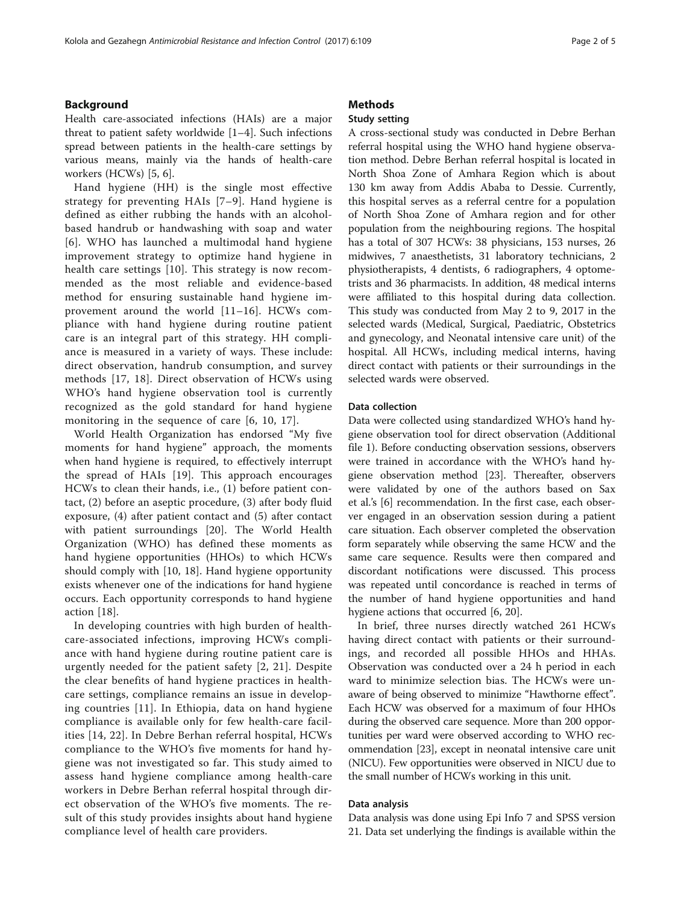## Background

Health care-associated infections (HAIs) are a major threat to patient safety worldwide [1–4]. Such infections spread between patients in the health-care settings by various means, mainly via the hands of health-care workers (HCWs) [5, 6].

Hand hygiene (HH) is the single most effective strategy for preventing HAIs [7–9]. Hand hygiene is defined as either rubbing the hands with an alcohol-based handrub or handwashing with soap and water [6]. WHO has launched a multimodal hand hygiene improvement strategy to optimize hand hygiene in health care settings [10]. This strategy is now recommended as the most reliable and evidence-based method for ensuring sustainable hand hygiene improvement around the world [11–16]. HCWs compliance with hand hygiene during routine patient care is an integral part of this strategy. HH compliance is measured in a variety of ways. These include: direct observation, handrub consumption, and survey methods [17, 18]. Direct observation of HCWs using WHO's hand hygiene observation tool is currently recognized as the gold standard for hand hygiene monitoring in the sequence of care [6, 10, 17].

World Health Organization has endorsed "My five moments for hand hygiene" approach, the moments when hand hygiene is required, to effectively interrupt the spread of HAIs [19]. This approach encourages HCWs to clean their hands, i.e., (1) before patient contact, (2) before an aseptic procedure, (3) after body fluid exposure, (4) after patient contact and (5) after contact with patient surroundings [20]. The World Health Organization (WHO) has defined these moments as hand hygiene opportunities (HHOs) to which HCWs should comply with [10, 18]. Hand hygiene opportunity exists whenever one of the indications for hand hygiene occurs. Each opportunity corresponds to hand hygiene action [18].

In developing countries with high burden of health-care-associated infections, improving HCWs compliance with hand hygiene during routine patient care is urgently needed for the patient safety [2, 21]. Despite the clear benefits of hand hygiene practices in health-care settings, compliance remains an issue in developing countries [11]. In Ethiopia, data on hand hygiene compliance is available only for few health-care facilities [14, 22]. In Debre Berhan referral hospital, HCWs compliance to the WHO's five moments for hand hygiene was not investigated so far. This study aimed to assess hand hygiene compliance among health-care workers in Debre Berhan referral hospital through direct observation of the WHO's five moments. The result of this study provides insights about hand hygiene compliance level of health care providers.

## Methods

### Study setting

A cross-sectional study was conducted in Debre Berhan referral hospital using the WHO hand hygiene observation method. Debre Berhan referral hospital is located in North Shoa Zone of Amhara Region which is about 130 km away from Addis Ababa to Dessie. Currently, this hospital serves as a referral centre for a population of North Shoa Zone of Amhara region and for other population from the neighbouring regions. The hospital has a total of 307 HCWs: 38 physicians, 153 nurses, 26 midwives, 7 anaesthetists, 31 laboratory technicians, 2 physiotherapists, 4 dentists, 6 radiographers, 4 optometrists and 36 pharmacists. In addition, 48 medical interns were affiliated to this hospital during data collection. This study was conducted from May 2 to 9, 2017 in the selected wards (Medical, Surgical, Paediatric, Obstetrics and gynecology, and Neonatal intensive care unit) of the hospital. All HCWs, including medical interns, having direct contact with patients or their surroundings in the selected wards were observed.

### Data collection

Data were collected using standardized WHO's hand hygiene observation tool for direct observation (Additional file 1). Before conducting observation sessions, observers were trained in accordance with the WHO's hand hygiene observation method [23]. Thereafter, observers were validated by one of the authors based on Sax et al.'s [6] recommendation. In the first case, each observer engaged in an observation session during a patient care situation. Each observer completed the observation form separately while observing the same HCW and the same care sequence. Results were then compared and discordant notifications were discussed. This process was repeated until concordance is reached in terms of the number of hand hygiene opportunities and hand hygiene actions that occurred [6, 20].

In brief, three nurses directly watched 261 HCWs having direct contact with patients or their surroundings, and recorded all possible HHOs and HHAs. Observation was conducted over a 24 h period in each ward to minimize selection bias. The HCWs were unaware of being observed to minimize "Hawthorne effect". Each HCW was observed for a maximum of four HHOs during the observed care sequence. More than 200 opportunities per ward were observed according to WHO recommendation [23], except in neonatal intensive care unit (NICU). Few opportunities were observed in NICU due to the small number of HCWs working in this unit.

### Data analysis

Data analysis was done using Epi Info 7 and SPSS version 21. Data set underlying the findings is available within the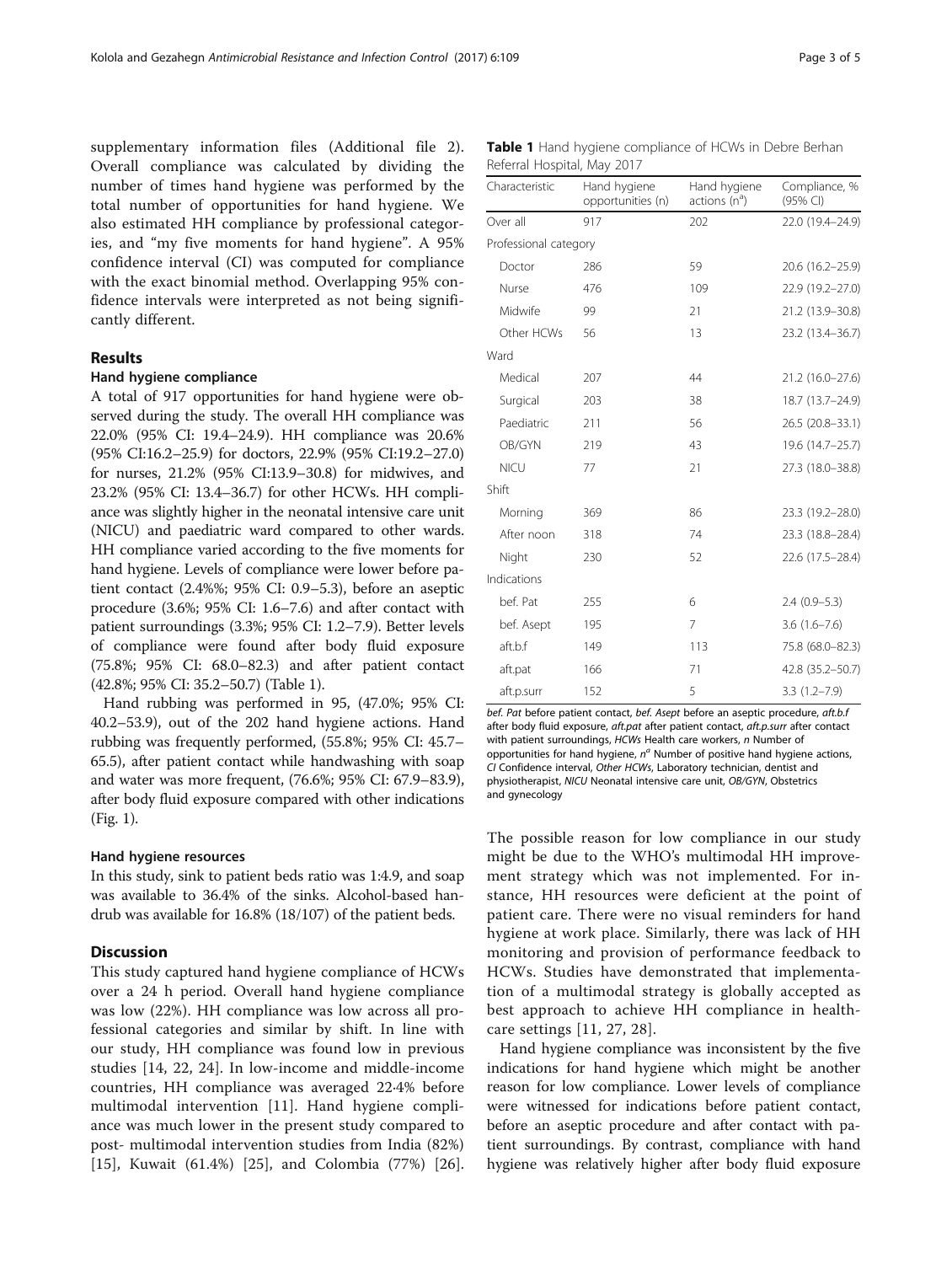supplementary information files (Additional file 2). Overall compliance was calculated by dividing the number of times hand hygiene was performed by the total number of opportunities for hand hygiene. We also estimated HH compliance by professional categories, and "my five moments for hand hygiene". A 95% confidence interval (CI) was computed for compliance with the exact binomial method. Overlapping 95% confidence intervals were interpreted as not being significantly different.

## Results

### Hand hygiene compliance

A total of 917 opportunities for hand hygiene were observed during the study. The overall HH compliance was 22.0% (95% CI: 19.4–24.9). HH compliance was 20.6% (95% CI:16.2–25.9) for doctors, 22.9% (95% CI:19.2–27.0) for nurses, 21.2% (95% CI:13.9–30.8) for midwives, and 23.2% (95% CI: 13.4–36.7) for other HCWs. HH compliance was slightly higher in the neonatal intensive care unit (NICU) and paediatric ward compared to other wards. HH compliance varied according to the five moments for hand hygiene. Levels of compliance were lower before patient contact (2.4%%; 95% CI: 0.9–5.3), before an aseptic procedure (3.6%; 95% CI: 1.6–7.6) and after contact with patient surroundings (3.3%; 95% CI: 1.2–7.9). Better levels of compliance were found after body fluid exposure (75.8%; 95% CI: 68.0–82.3) and after patient contact (42.8%; 95% CI: 35.2–50.7) (Table 1).

Hand rubbing was performed in 95, (47.0%; 95% CI: 40.2–53.9), out of the 202 hand hygiene actions. Hand rubbing was frequently performed, (55.8%; 95% CI: 45.7–65.5), after patient contact while handwashing with soap and water was more frequent, (76.6%; 95% CI: 67.9–83.9), after body fluid exposure compared with other indications (Fig. 1).

### Hand hygiene resources

In this study, sink to patient beds ratio was 1:4.9, and soap was available to 36.4% of the sinks. Alcohol-based handdrub was available for 16.8% (18/107) of the patient beds.

## Discussion

This study captured hand hygiene compliance of HCWs over a 24 h period. Overall hand hygiene compliance was low (22%). HH compliance was low across all professional categories and similar by shift. In line with our study, HH compliance was found low in previous studies [14, 22, 24]. In low-income and middle-income countries, HH compliance was averaged 22·4% before multimodal intervention [11]. Hand hygiene compliance was much lower in the present study compared to post- multimodal intervention studies from India (82%) [15], Kuwait (61.4%) [25], and Colombia (77%) [26].

**Table 1** Hand hygiene compliance of HCWs in Debre Berhan Referral Hospital, May 2017

| Characteristic | Hand hygiene opportunities (n) | Hand hygiene actions (n[a]) | Compliance, % (95% CI) |
|---|---|---|---|
| Over all | 917 | 202 | 22.0 (19.4–24.9) |
| Professional category | | | |
| Doctor | 286 | 59 | 20.6 (16.2–25.9) |
| Nurse | 476 | 109 | 22.9 (19.2–27.0) |
| Midwife | 99 | 21 | 21.2 (13.9–30.8) |
| Other HCWs | 56 | 13 | 23.2 (13.4–36.7) |
| Ward | | | |
| Medical | 207 | 44 | 21.2 (16.0–27.6) |
| Surgical | 203 | 38 | 18.7 (13.7–24.9) |
| Paediatric | 211 | 56 | 26.5 (20.8–33.1) |
| OB/GYN | 219 | 43 | 19.6 (14.7–25.7) |
| NICU | 77 | 21 | 27.3 (18.0–38.8) |
| Shift | | | |
| Morning | 369 | 86 | 23.3 (19.2–28.0) |
| After noon | 318 | 74 | 23.3 (18.8–28.4) |
| Night | 230 | 52 | 22.6 (17.5–28.4) |
| Indications | | | |
| bef. Pat | 255 | 6 | 2.4 (0.9–5.3) |
| bef. Asept | 195 | 7 | 3.6 (1.6–7.6) |
| aft.b.f | 149 | 113 | 75.8 (68.0–82.3) |
| aft.pat | 166 | 71 | 42.8 (35.2–50.7) |
| aft.p.surr | 152 | 5 | 3.3 (1.2–7.9) |

*bef. Pat* before patient contact, *bef. Asept* before an aseptic procedure, *aft.b.f* after body fluid exposure, *aft.pat* after patient contact, *aft.p.surr* after contact with patient surroundings, *HCWs* Health care workers, *n* Number of opportunities for hand hygiene, *n[a]* Number of positive hand hygiene actions, *CI* Confidence interval, *Other HCWs*, Laboratory technician, dentist and physiotherapist, *NICU* Neonatal intensive care unit, *OB/GYN*, Obstetrics and gynecology

The possible reason for low compliance in our study might be due to the WHO's multimodal HH improvement strategy which was not implemented. For instance, HH resources were deficient at the point of patient care. There were no visual reminders for hand hygiene at work place. Similarly, there was lack of HH monitoring and provision of performance feedback to HCWs. Studies have demonstrated that implementation of a multimodal strategy is globally accepted as best approach to achieve HH compliance in healthcare settings [11, 27, 28].

Hand hygiene compliance was inconsistent by the five indications for hand hygiene which might be another reason for low compliance. Lower levels of compliance were witnessed for indications before patient contact, before an aseptic procedure and after contact with patient surroundings. By contrast, compliance with hand hygiene was relatively higher after body fluid exposure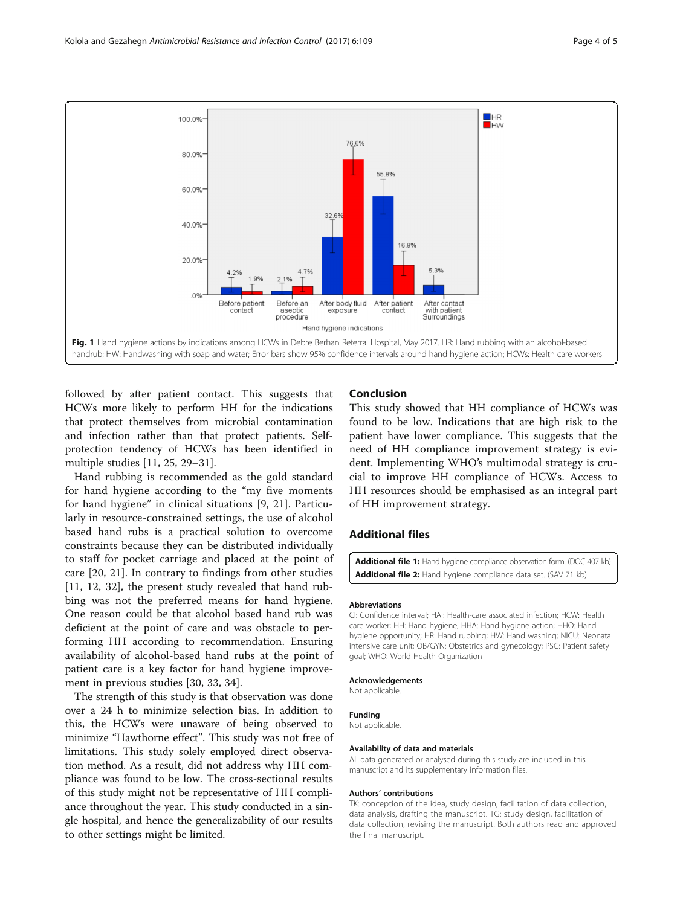100.0%
80.0%
60.0%
40.0%
20.0%
.0%

HR
HW

4.2%
1.9%
2.1%
4.7%
32.6%
76.6%
55.8%
16.8%
5.3%

Before patient contact
Before an aseptic procedure
After body fluid exposure
After patient contact
After contact with patient Surroundings

Hand hygiene indications

**Fig. 1** Hand hygiene actions by indications among HCWs in Debre Berhan Referral Hospital, May 2017. HR: Hand rubbing with an alcohol-based handrub; HW: Handwashing with soap and water; Error bars show 95% confidence intervals around hand hygiene action; HCWs: Health care workers

followed by after patient contact. This suggests that HCWs more likely to perform HH for the indications that protect themselves from microbial contamination and infection rather than that protect patients. Self-protection tendency of HCWs has been identified in multiple studies [11, 25, 29–31].

Hand rubbing is recommended as the gold standard for hand hygiene according to the "my five moments for hand hygiene" in clinical situations [9, 21]. Particularly in resource-constrained settings, the use of alcohol based hand rubs is a practical solution to overcome constraints because they can be distributed individually to staff for pocket carriage and placed at the point of care [20, 21]. In contrary to findings from other studies [11, 12, 32], the present study revealed that hand rubbing was not the preferred means for hand hygiene. One reason could be that alcohol based hand rub was deficient at the point of care and was obstacle to performing HH according to recommendation. Ensuring availability of alcohol-based hand rubs at the point of patient care is a key factor for hand hygiene improvement in previous studies [30, 33, 34].

The strength of this study is that observation was done over a 24 h to minimize selection bias. In addition to this, the HCWs were unaware of being observed to minimize "Hawthorne effect". This study was not free of limitations. This study solely employed direct observation method. As a result, did not address why HH compliance was found to be low. The cross-sectional results of this study might not be representative of HH compliance throughout the year. This study conducted in a single hospital, and hence the generalizability of our results to other settings might be limited.

## Conclusion

This study showed that HH compliance of HCWs was found to be low. Indications that are high risk to the patient have lower compliance. This suggests that the need of HH compliance improvement strategy is evident. Implementing WHO's multimodal strategy is crucial to improve HH compliance of HCWs. Access to HH resources should be emphasised as an integral part of HH improvement strategy.

## Additional files

**Additional file 1:** Hand hygiene compliance observation form. (DOC 407 kb)
**Additional file 2:** Hand hygiene compliance data set. (SAV 71 kb)

#### Abbreviations

CI: Confidence interval; HAI: Health-care associated infection; HCW: Health care worker; HH: Hand hygiene; HHA: Hand hygiene action; HHO: Hand hygiene opportunity; HR: Hand rubbing; HW: Hand washing; NICU: Neonatal intensive care unit; OB/GYN: Obstetrics and gynecology; PSG: Patient safety goal; WHO: World Health Organization

#### Acknowledgements

Not applicable.

#### Funding

Not applicable.

#### Availability of data and materials

All data generated or analysed during this study are included in this manuscript and its supplementary information files.

#### Authors' contributions

TK: conception of the idea, study design, facilitation of data collection, data analysis, drafting the manuscript. TG: study design, facilitation of data collection, revising the manuscript. Both authors read and approved the final manuscript.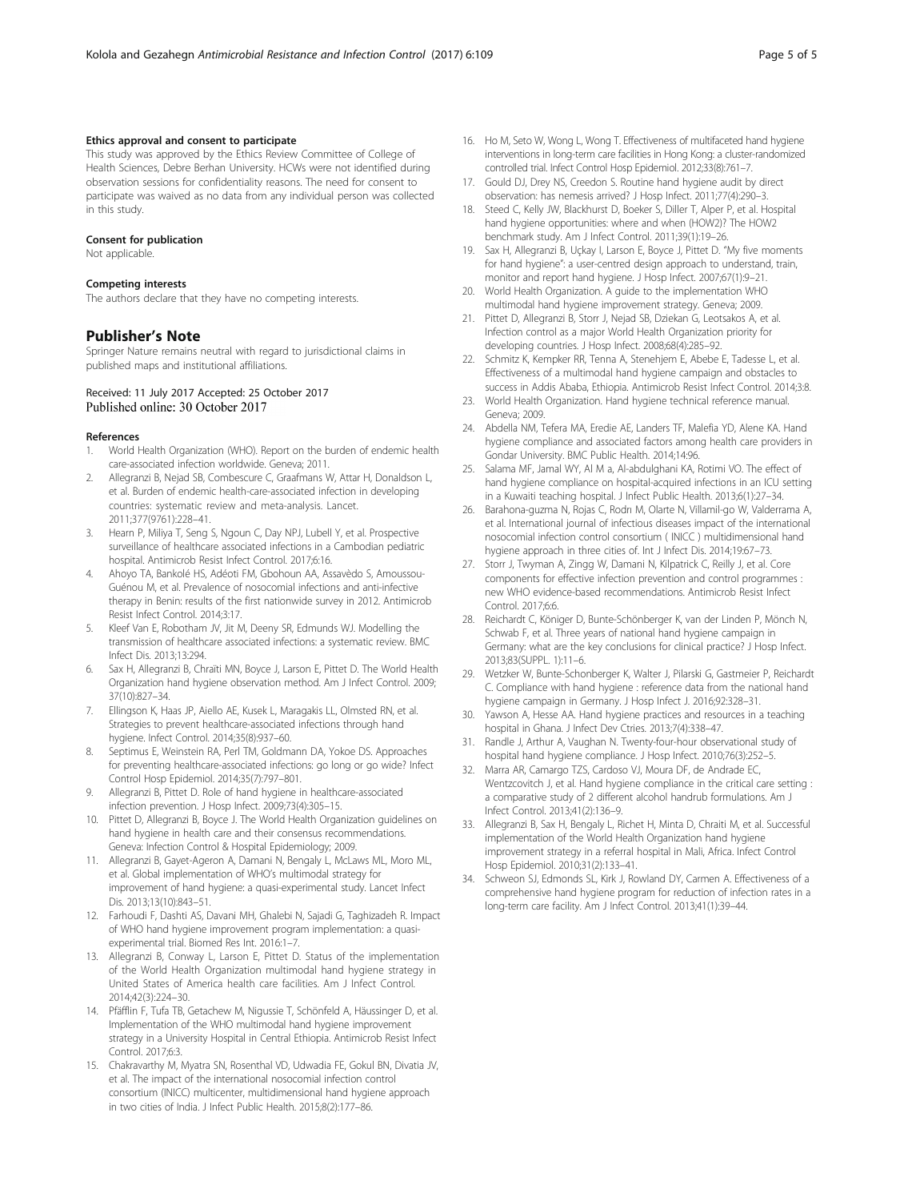#### Ethics approval and consent to participate

This study was approved by the Ethics Review Committee of College of Health Sciences, Debre Berhan University. HCWs were not identified during observation sessions for confidentiality reasons. The need for consent to participate was waived as no data from any individual person was collected in this study.

#### Consent for publication

Not applicable.

#### Competing interests

The authors declare that they have no competing interests.

## Publisher's Note

Springer Nature remains neutral with regard to jurisdictional claims in published maps and institutional affiliations.

Received: 11 July 2017 Accepted: 25 October 2017
Published online: 30 October 2017

#### References

1. World Health Organization (WHO). Report on the burden of endemic health care-associated infection worldwide. Geneva; 2011.
2. Allegranzi B, Nejad SB, Combescure C, Graafmans W, Attar H, Donaldson L, et al. Burden of endemic health-care-associated infection in developing countries: systematic review and meta-analysis. Lancet. 2011;377(9761):228–41.
3. Hearn P, Miliya T, Seng S, Ngoun C, Day NPJ, Lubell Y, et al. Prospective surveillance of healthcare associated infections in a Cambodian pediatric hospital. Antimicrob Resist Infect Control. 2017;6:16.
4. Ahoyo TA, Bankolé HS, Adéoti FM, Gbohoun AA, Assavèdo S, Amoussou-Guénou M, et al. Prevalence of nosocomial infections and anti-infective therapy in Benin: results of the first nationwide survey in 2012. Antimicrob Resist Infect Control. 2014;3:17.
5. Kleef Van E, Robotham JV, Jit M, Deeny SR, Edmunds WJ. Modelling the transmission of healthcare associated infections: a systematic review. BMC Infect Dis. 2013;13:294.
6. Sax H, Allegranzi B, Chraïti MN, Boyce J, Larson E, Pittet D. The World Health Organization hand hygiene observation method. Am J Infect Control. 2009; 37(10):827–34.
7. Ellingson K, Haas JP, Aiello AE, Kusek L, Maragakis LL, Olmsted RN, et al. Strategies to prevent healthcare-associated infections through hand hygiene. Infect Control. 2014;35(8):937–60.
8. Septimus E, Weinstein RA, Perl TM, Goldmann DA, Yokoe DS. Approaches for preventing healthcare-associated infections: go long or go wide? Infect Control Hosp Epidemiol. 2014;35(7):797–801.
9. Allegranzi B, Pittet D. Role of hand hygiene in healthcare-associated infection prevention. J Hosp Infect. 2009;73(4):305–15.
10. Pittet D, Allegranzi B, Boyce J. The World Health Organization guidelines on hand hygiene in health care and their consensus recommendations. Geneva: Infection Control & Hospital Epidemiology; 2009.
11. Allegranzi B, Gayet-Ageron A, Damani N, Bengaly L, McLaws ML, Moro ML, et al. Global implementation of WHO's multimodal strategy for improvement of hand hygiene: a quasi-experimental study. Lancet Infect Dis. 2013;13(10):843–51.
12. Farhoudi F, Dashti AS, Davani MH, Ghalebi N, Sajadi G, Taghizadeh R. Impact of WHO hand hygiene improvement program implementation: a quasi-experimental trial. Biomed Res Int. 2016:1–7.
13. Allegranzi B, Conway L, Larson E, Pittet D. Status of the implementation of the World Health Organization multimodal hand hygiene strategy in United States of America health care facilities. Am J Infect Control. 2014;42(3):224–30.
14. Pfäfflin F, Tufa TB, Getachew M, Nigussie T, Schönfeld A, Häussinger D, et al. Implementation of the WHO multimodal hand hygiene improvement strategy in a University Hospital in Central Ethiopia. Antimicrob Resist Infect Control. 2017;6:3.
15. Chakravarthy M, Myatra SN, Rosenthal VD, Udwadia FE, Gokul BN, Divatia JV, et al. The impact of the international nosocomial infection control consortium (INICC) multicenter, multidimensional hand hygiene approach in two cities of India. J Infect Public Health. 2015;8(2):177–86.
16. Ho M, Seto W, Wong L, Wong T. Effectiveness of multifaceted hand hygiene interventions in long-term care facilities in Hong Kong: a cluster-randomized controlled trial. Infect Control Hosp Epidemiol. 2012;33(8):761–7.
17. Gould DJ, Drey NS, Creedon S. Routine hand hygiene audit by direct observation: has nemesis arrived? J Hosp Infect. 2011;77(4):290–3.
18. Steed C, Kelly JW, Blackhurst D, Boeker S, Diller T, Alper P, et al. Hospital hand hygiene opportunities: where and when (HOW2)? The HOW2 benchmark study. Am J Infect Control. 2011;39(1):19–26.
19. Sax H, Allegranzi B, Uçkay I, Larson E, Boyce J, Pittet D. "My five moments for hand hygiene": a user-centred design approach to understand, train, monitor and report hand hygiene. J Hosp Infect. 2007;67(1):9–21.
20. World Health Organization. A guide to the implementation WHO multimodal hand hygiene improvement strategy. Geneva; 2009.
21. Pittet D, Allegranzi B, Storr J, Nejad SB, Dziekan G, Leotsakos A, et al. Infection control as a major World Health Organization priority for developing countries. J Hosp Infect. 2008;68(4):285–92.
22. Schmitz K, Kempker RR, Tenna A, Stenehjem E, Abebe E, Tadesse L, et al. Effectiveness of a multimodal hand hygiene campaign and obstacles to success in Addis Ababa, Ethiopia. Antimicrob Resist Infect Control. 2014;3:8.
23. World Health Organization. Hand hygiene technical reference manual. Geneva; 2009.
24. Abdella NM, Tefera MA, Eredie AE, Landers TF, Malefia YD, Alene KA. Hand hygiene compliance and associated factors among health care providers in Gondar University. BMC Public Health. 2014;14:96.
25. Salama MF, Jamal WY, Al M a, Al-abdulghani KA, Rotimi VO. The effect of hand hygiene compliance on hospital-acquired infections in an ICU setting in a Kuwaiti teaching hospital. J Infect Public Health. 2013;6(1):27–34.
26. Barahona-guzma N, Rojas C, Rodrı M, Olarte N, Villamil-go W, Valderrama A, et al. International journal of infectious diseases impact of the international nosocomial infection control consortium ( INICC ) multidimensional hand hygiene approach in three cities of. Int J Infect Dis. 2014;19:67–73.
27. Storr J, Twyman A, Zingg W, Damani N, Kilpatrick C, Reilly J, et al. Core components for effective infection prevention and control programmes : new WHO evidence-based recommendations. Antimicrob Resist Infect Control. 2017;6:6.
28. Reichardt C, Königer D, Bunte-Schönberger K, van der Linden P, Mönch N, Schwab F, et al. Three years of national hand hygiene campaign in Germany: what are the key conclusions for clinical practice? J Hosp Infect. 2013;83(SUPPL. 1):11–6.
29. Wetzker W, Bunte-Schonberger K, Walter J, Pilarski G, Gastmeier P, Reichardt C. Compliance with hand hygiene : reference data from the national hand hygiene campaign in Germany. J Hosp Infect J. 2016;92:328–31.
30. Yawson A, Hesse AA. Hand hygiene practices and resources in a teaching hospital in Ghana. J Infect Dev Ctries. 2013;7(4):338–47.
31. Randle J, Arthur A, Vaughan N. Twenty-four-hour observational study of hospital hand hygiene compliance. J Hosp Infect. 2010;76(3):252–5.
32. Marra AR, Camargo TZS, Cardoso VJ, Moura DF, de Andrade EC, Wentzcovitch J, et al. Hand hygiene compliance in the critical care setting : a comparative study of 2 different alcohol handrub formulations. Am J Infect Control. 2013;41(2):136–9.
33. Allegranzi B, Sax H, Bengaly L, Richet H, Minta D, Chraiti M, et al. Successful implementation of the World Health Organization hand hygiene improvement strategy in a referral hospital in Mali, Africa. Infect Control Hosp Epidemiol. 2010;31(2):133–41.
34. Schweon SJ, Edmonds SL, Kirk J, Rowland DY, Carmen A. Effectiveness of a comprehensive hand hygiene program for reduction of infection rates in a long-term care facility. Am J Infect Control. 2013;41(1):39–44.